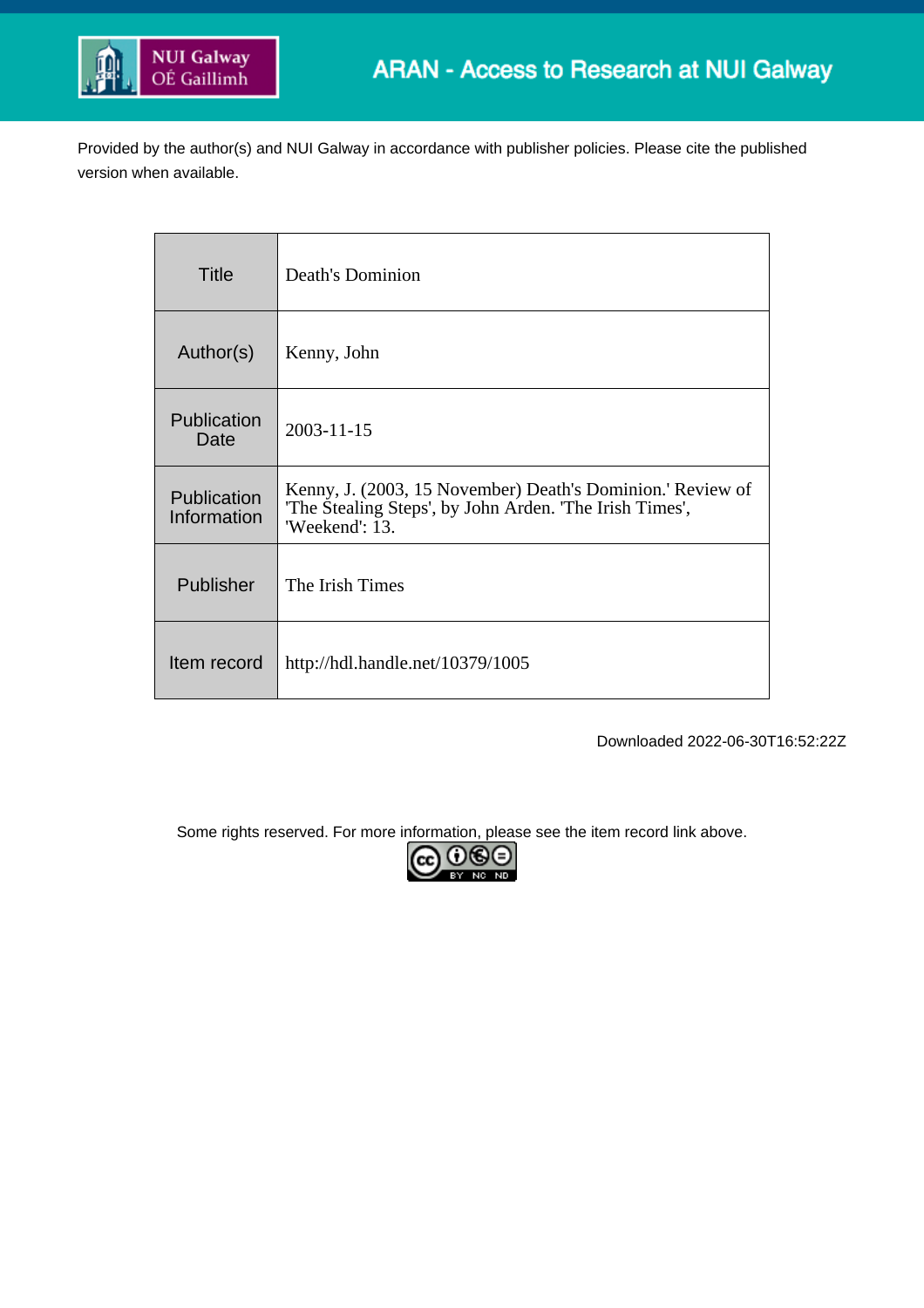ARAN - Access to Research at NUI Galway

Provided by the author(s) and NUI Galway in accordance with publisher policies. Please cite the published version when available.

| Title | Death's Dominion |
|---|---|
| Author(s) | Kenny, John |
| Publication Date | 2003-11-15 |
| Publication Information | Kenny, J. (2003, 15 November) Death's Dominion.' Review of 'The Stealing Steps', by John Arden. 'The Irish Times', 'Weekend': 13. |
| Publisher | The Irish Times |
| Item record | http://hdl.handle.net/10379/1005 |

Downloaded 2022-06-30T16:52:22Z

Some rights reserved. For more information, please see the item record link above.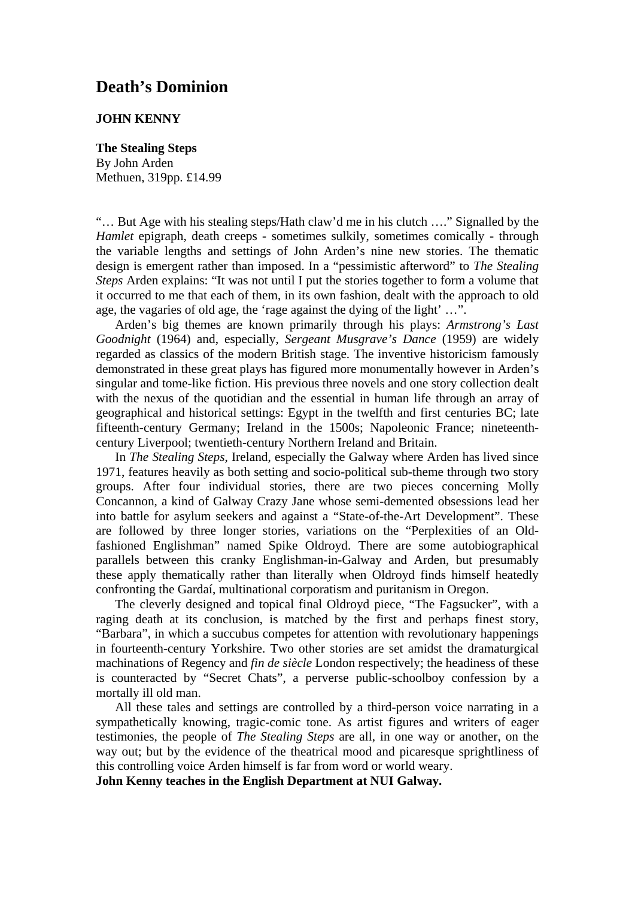# Death's Dominion

**JOHN KENNY**

**The Stealing Steps**
By John Arden
Methuen, 319pp. £14.99

"… But Age with his stealing steps/Hath claw'd me in his clutch …." Signalled by the *Hamlet* epigraph, death creeps - sometimes sulkily, sometimes comically - through the variable lengths and settings of John Arden's nine new stories. The thematic design is emergent rather than imposed. In a "pessimistic afterword" to *The Stealing Steps* Arden explains: "It was not until I put the stories together to form a volume that it occurred to me that each of them, in its own fashion, dealt with the approach to old age, the vagaries of old age, the 'rage against the dying of the light' …".

Arden's big themes are known primarily through his plays: *Armstrong's Last Goodnight* (1964) and, especially, *Sergeant Musgrave's Dance* (1959) are widely regarded as classics of the modern British stage. The inventive historicism famously demonstrated in these great plays has figured more monumentally however in Arden's singular and tome-like fiction. His previous three novels and one story collection dealt with the nexus of the quotidian and the essential in human life through an array of geographical and historical settings: Egypt in the twelfth and first centuries BC; late fifteenth-century Germany; Ireland in the 1500s; Napoleonic France; nineteenth-century Liverpool; twentieth-century Northern Ireland and Britain.

In *The Stealing Steps*, Ireland, especially the Galway where Arden has lived since 1971, features heavily as both setting and socio-political sub-theme through two story groups. After four individual stories, there are two pieces concerning Molly Concannon, a kind of Galway Crazy Jane whose semi-demented obsessions lead her into battle for asylum seekers and against a "State-of-the-Art Development". These are followed by three longer stories, variations on the "Perplexities of an Old-fashioned Englishman" named Spike Oldroyd. There are some autobiographical parallels between this cranky Englishman-in-Galway and Arden, but presumably these apply thematically rather than literally when Oldroyd finds himself heatedly confronting the Gardaí, multinational corporatism and puritanism in Oregon.

The cleverly designed and topical final Oldroyd piece, "The Fagsucker", with a raging death at its conclusion, is matched by the first and perhaps finest story, "Barbara", in which a succubus competes for attention with revolutionary happenings in fourteenth-century Yorkshire. Two other stories are set amidst the dramaturgical machinations of Regency and *fin de siècle* London respectively; the headiness of these is counteracted by "Secret Chats", a perverse public-schoolboy confession by a mortally ill old man.

All these tales and settings are controlled by a third-person voice narrating in a sympathetically knowing, tragic-comic tone. As artist figures and writers of eager testimonies, the people of *The Stealing Steps* are all, in one way or another, on the way out; but by the evidence of the theatrical mood and picaresque sprightliness of this controlling voice Arden himself is far from word or world weary.

**John Kenny teaches in the English Department at NUI Galway.**